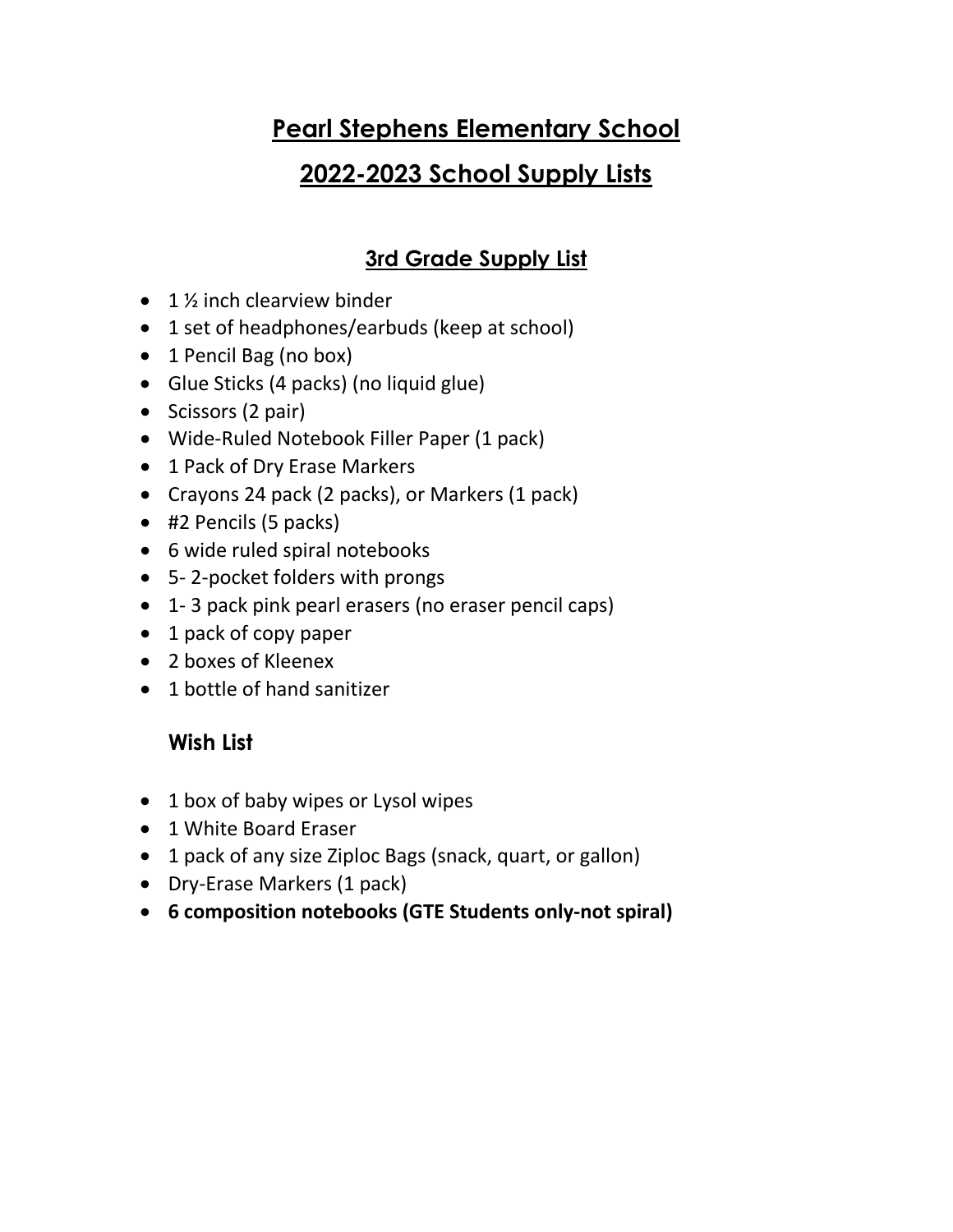# Pearl Stephens Elementary School

# 2022-2023 School Supply Lists

## 3rd Grade Supply List

- 1 ½ inch clearview binder
- 1 set of headphones/earbuds (keep at school)
- 1 Pencil Bag (no box)
- Glue Sticks (4 packs) (no liquid glue)
- Scissors (2 pair)
- Wide-Ruled Notebook Filler Paper (1 pack)
- 1 Pack of Dry Erase Markers
- Crayons 24 pack (2 packs), or Markers (1 pack)
- #2 Pencils (5 packs)
- 6 wide ruled spiral notebooks
- 5- 2-pocket folders with prongs
- 1- 3 pack pink pearl erasers (no eraser pencil caps)
- 1 pack of copy paper
- 2 boxes of Kleenex
- 1 bottle of hand sanitizer

### Wish List

- 1 box of baby wipes or Lysol wipes
- 1 White Board Eraser
- 1 pack of any size Ziploc Bags (snack, quart, or gallon)
- Dry-Erase Markers (1 pack)
- **6 composition notebooks (GTE Students only-not spiral)**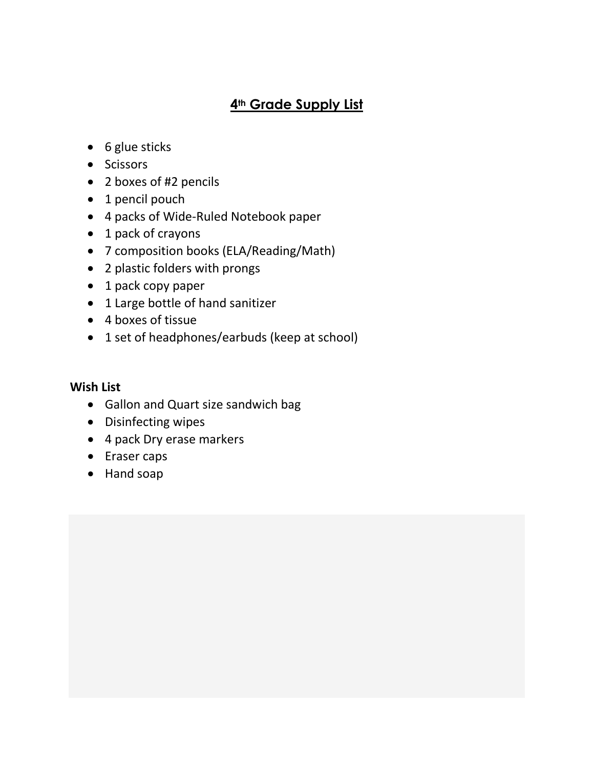# 4th Grade Supply List

- 6 glue sticks
- Scissors
- 2 boxes of #2 pencils
- 1 pencil pouch
- 4 packs of Wide-Ruled Notebook paper
- 1 pack of crayons
- 7 composition books (ELA/Reading/Math)
- 2 plastic folders with prongs
- 1 pack copy paper
- 1 Large bottle of hand sanitizer
- 4 boxes of tissue
- 1 set of headphones/earbuds (keep at school)

**Wish List**

- Gallon and Quart size sandwich bag
- Disinfecting wipes
- 4 pack Dry erase markers
- Eraser caps
- Hand soap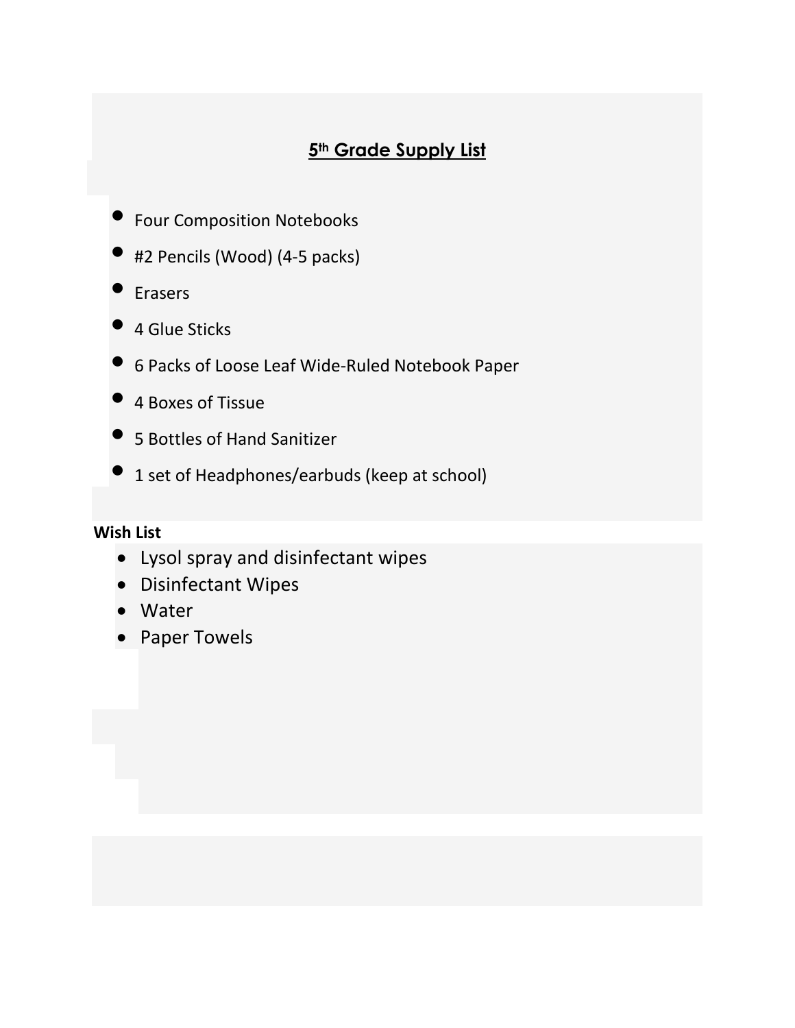## 5th Grade Supply List

- Four Composition Notebooks
- #2 Pencils (Wood) (4-5 packs)
- Erasers
- 4 Glue Sticks
- 6 Packs of Loose Leaf Wide-Ruled Notebook Paper
- 4 Boxes of Tissue
- 5 Bottles of Hand Sanitizer
- 1 set of Headphones/earbuds (keep at school)

**Wish List**

- Lysol spray and disinfectant wipes
- Disinfectant Wipes
- Water
- Paper Towels